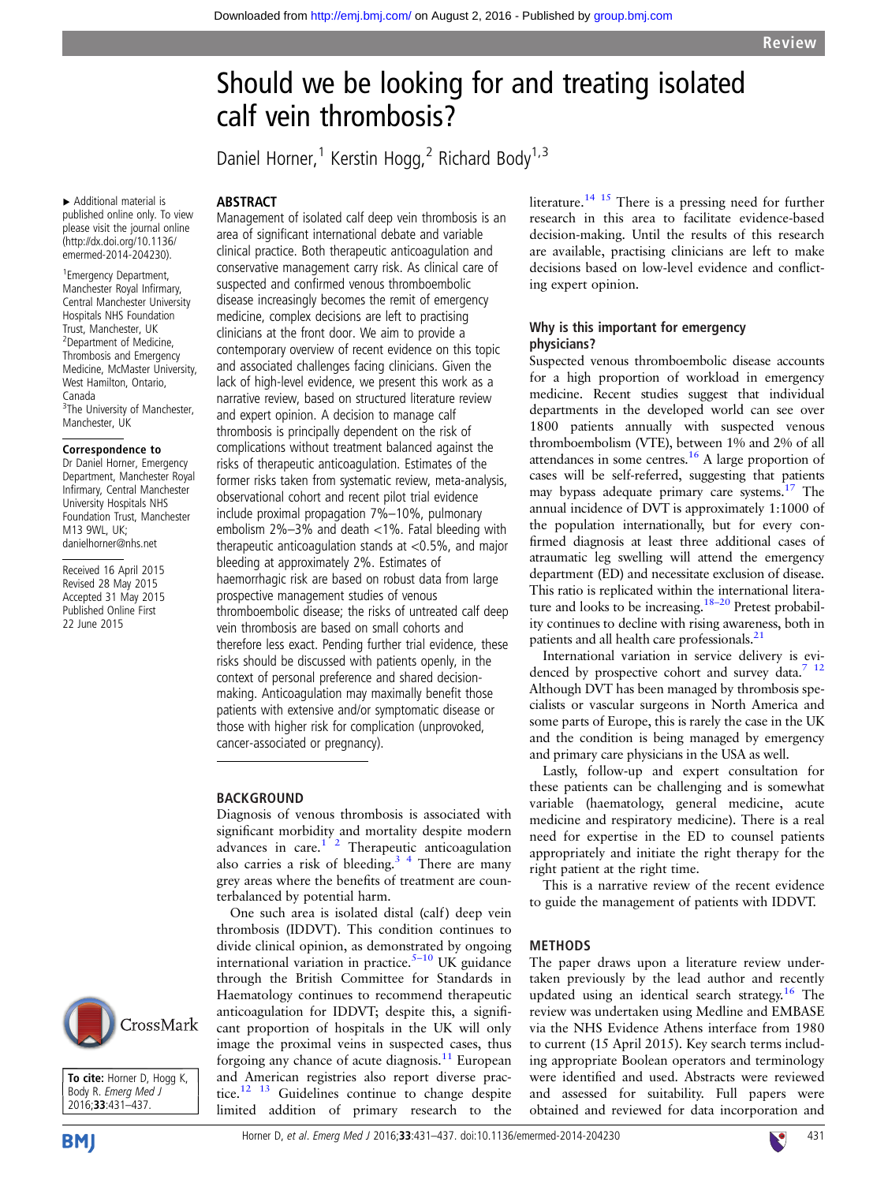# Should we be looking for and treating isolated calf vein thrombosis?

Daniel Horner,[1] Kerstin Hogg,[2] Richard Body[1,3]

▸ Additional material is published online only. To view please visit the journal online (http://dx.doi.org/10.1136/emermed-2014-204230).

[1]Emergency Department, Manchester Royal Infirmary, Central Manchester University Hospitals NHS Foundation Trust, Manchester, UK
[2]Department of Medicine, Thrombosis and Emergency Medicine, McMaster University, West Hamilton, Ontario, Canada
[3]The University of Manchester, Manchester, UK

**Correspondence to**
Dr Daniel Horner, Emergency Department, Manchester Royal Infirmary, Central Manchester University Hospitals NHS Foundation Trust, Manchester M13 9WL, UK; danielhorner@nhs.net

Received 16 April 2015
Revised 28 May 2015
Accepted 31 May 2015
Published Online First 22 June 2015

**To cite:** Horner D, Hogg K, Body R. *Emerg Med J* 2016;**33**:431–437.

## ABSTRACT

Management of isolated calf deep vein thrombosis is an area of significant international debate and variable clinical practice. Both therapeutic anticoagulation and conservative management carry risk. As clinical care of suspected and confirmed venous thromboembolic disease increasingly becomes the remit of emergency medicine, complex decisions are left to practising clinicians at the front door. We aim to provide a contemporary overview of recent evidence on this topic and associated challenges facing clinicians. Given the lack of high-level evidence, we present this work as a narrative review, based on structured literature review and expert opinion. A decision to manage calf thrombosis is principally dependent on the risk of complications without treatment balanced against the risks of therapeutic anticoagulation. Estimates of the former risks taken from systematic review, meta-analysis, observational cohort and recent pilot trial evidence include proximal propagation 7%–10%, pulmonary embolism 2%–3% and death <1%. Fatal bleeding with therapeutic anticoagulation stands at <0.5%, and major bleeding at approximately 2%. Estimates of haemorrhagic risk are based on robust data from large prospective management studies of venous thromboembolic disease; the risks of untreated calf deep vein thrombosis are based on small cohorts and therefore less exact. Pending further trial evidence, these risks should be discussed with patients openly, in the context of personal preference and shared decision-making. Anticoagulation may maximally benefit those patients with extensive and/or symptomatic disease or those with higher risk for complication (unprovoked, cancer-associated or pregnancy).

## BACKGROUND

Diagnosis of venous thrombosis is associated with significant morbidity and mortality despite modern advances in care.[1,2] Therapeutic anticoagulation also carries a risk of bleeding.[3,4] There are many grey areas where the benefits of treatment are counterbalanced by potential harm.

One such area is isolated distal (calf) deep vein thrombosis (IDDVT). This condition continues to divide clinical opinion, as demonstrated by ongoing international variation in practice.[5–10] UK guidance through the British Committee for Standards in Haematology continues to recommend therapeutic anticoagulation for IDDVT; despite this, a significant proportion of hospitals in the UK will only image the proximal veins in suspected cases, thus forgoing any chance of acute diagnosis.[11] European and American registries also report diverse practice.[12,13] Guidelines continue to change despite limited addition of primary research to the literature.[14,15] There is a pressing need for further research in this area to facilitate evidence-based decision-making. Until the results of this research are available, practising clinicians are left to make decisions based on low-level evidence and conflicting expert opinion.

## Why is this important for emergency physicians?

Suspected venous thromboembolic disease accounts for a high proportion of workload in emergency medicine. Recent studies suggest that individual departments in the developed world can see over 1800 patients annually with suspected venous thromboembolism (VTE), between 1% and 2% of all attendances in some centres.[16] A large proportion of cases will be self-referred, suggesting that patients may bypass adequate primary care systems.[17] The annual incidence of DVT is approximately 1:1000 of the population internationally, but for every confirmed diagnosis at least three additional cases of atraumatic leg swelling will attend the emergency department (ED) and necessitate exclusion of disease. This ratio is replicated within the international literature and looks to be increasing.[18–20] Pretest probability continues to decline with rising awareness, both in patients and all health care professionals.[21]

International variation in service delivery is evidenced by prospective cohort and survey data.[7,12] Although DVT has been managed by thrombosis specialists or vascular surgeons in North America and some parts of Europe, this is rarely the case in the UK and the condition is being managed by emergency and primary care physicians in the USA as well.

Lastly, follow-up and expert consultation for these patients can be challenging and is somewhat variable (haematology, general medicine, acute medicine and respiratory medicine). There is a real need for expertise in the ED to counsel patients appropriately and initiate the right therapy for the right patient at the right time.

This is a narrative review of the recent evidence to guide the management of patients with IDDVT.

## METHODS

The paper draws upon a literature review undertaken previously by the lead author and recently updated using an identical search strategy.[16] The review was undertaken using Medline and EMBASE via the NHS Evidence Athens interface from 1980 to current (15 April 2015). Key search terms including appropriate Boolean operators and terminology were identified and used. Abstracts were reviewed and assessed for suitability. Full papers were obtained and reviewed for data incorporation and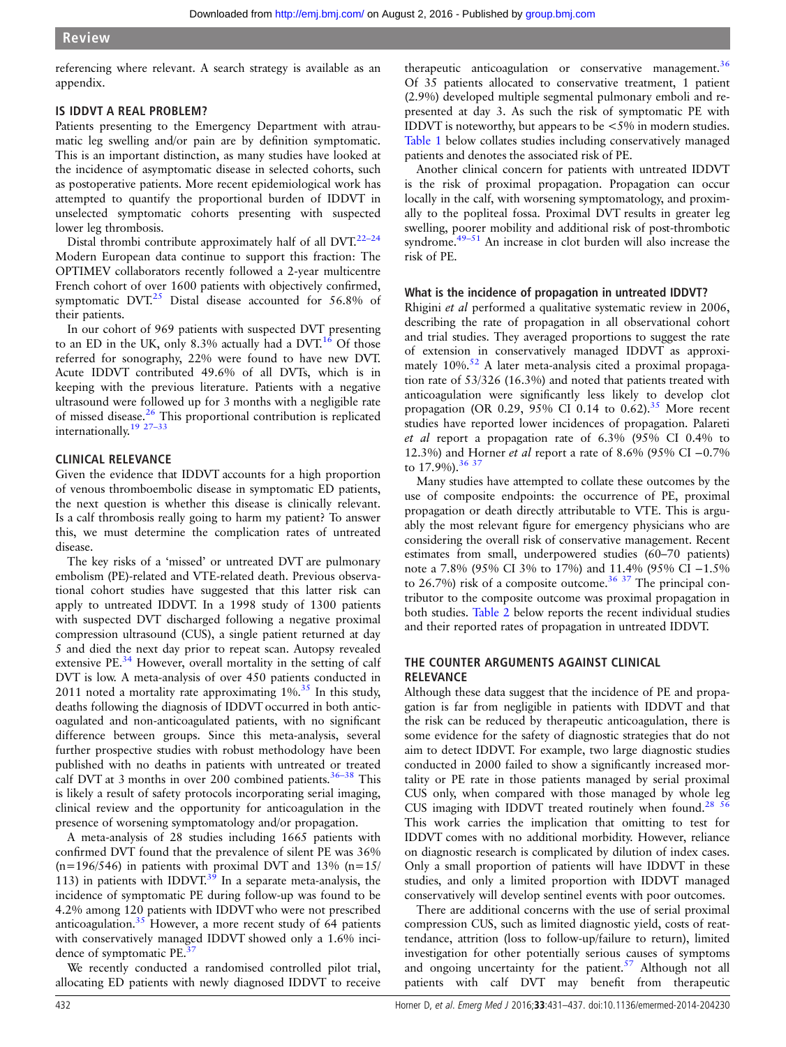referencing where relevant. A search strategy is available as an appendix.

## IS IDDVT A REAL PROBLEM?

Patients presenting to the Emergency Department with atraumatic leg swelling and/or pain are by definition symptomatic. This is an important distinction, as many studies have looked at the incidence of asymptomatic disease in selected cohorts, such as postoperative patients. More recent epidemiological work has attempted to quantify the proportional burden of IDDVT in unselected symptomatic cohorts presenting with suspected lower leg thrombosis.

Distal thrombi contribute approximately half of all DVT.[22–24] Modern European data continue to support this fraction: The OPTIMEV collaborators recently followed a 2-year multicentre French cohort of over 1600 patients with objectively confirmed, symptomatic DVT.[25] Distal disease accounted for 56.8% of their patients.

In our cohort of 969 patients with suspected DVT presenting to an ED in the UK, only 8.3% actually had a DVT.[16] Of those referred for sonography, 22% were found to have new DVT. Acute IDDVT contributed 49.6% of all DVTs, which is in keeping with the previous literature. Patients with a negative ultrasound were followed up for 3 months with a negligible rate of missed disease.[26] This proportional contribution is replicated internationally.[19 27–33]

## CLINICAL RELEVANCE

Given the evidence that IDDVT accounts for a high proportion of venous thromboembolic disease in symptomatic ED patients, the next question is whether this disease is clinically relevant. Is a calf thrombosis really going to harm my patient? To answer this, we must determine the complication rates of untreated disease.

The key risks of a 'missed' or untreated DVT are pulmonary embolism (PE)-related and VTE-related death. Previous observational cohort studies have suggested that this latter risk can apply to untreated IDDVT. In a 1998 study of 1300 patients with suspected DVT discharged following a negative proximal compression ultrasound (CUS), a single patient returned at day 5 and died the next day prior to repeat scan. Autopsy revealed extensive PE.[34] However, overall mortality in the setting of calf DVT is low. A meta-analysis of over 450 patients conducted in 2011 noted a mortality rate approximating 1%.[35] In this study, deaths following the diagnosis of IDDVT occurred in both anticoagulated and non-anticoagulated patients, with no significant difference between groups. Since this meta-analysis, several further prospective studies with robust methodology have been published with no deaths in patients with untreated or treated calf DVT at 3 months in over 200 combined patients.[36–38] This is likely a result of safety protocols incorporating serial imaging, clinical review and the opportunity for anticoagulation in the presence of worsening symptomatology and/or propagation.

A meta-analysis of 28 studies including 1665 patients with confirmed DVT found that the prevalence of silent PE was 36% (n=196/546) in patients with proximal DVT and 13% (n=15/113) in patients with IDDVT.[39] In a separate meta-analysis, the incidence of symptomatic PE during follow-up was found to be 4.2% among 120 patients with IDDVT who were not prescribed anticoagulation.[35] However, a more recent study of 64 patients with conservatively managed IDDVT showed only a 1.6% incidence of symptomatic PE.[37]

We recently conducted a randomised controlled pilot trial, allocating ED patients with newly diagnosed IDDVT to receive therapeutic anticoagulation or conservative management.[36] Of 35 patients allocated to conservative treatment, 1 patient (2.9%) developed multiple segmental pulmonary emboli and represented at day 3. As such the risk of symptomatic PE with IDDVT is noteworthy, but appears to be <5% in modern studies. Table 1 below collates studies including conservatively managed patients and denotes the associated risk of PE.

Another clinical concern for patients with untreated IDDVT is the risk of proximal propagation. Propagation can occur locally in the calf, with worsening symptomatology, and proximally to the popliteal fossa. Proximal DVT results in greater leg swelling, poorer mobility and additional risk of post-thrombotic syndrome.[49–51] An increase in clot burden will also increase the risk of PE.

### What is the incidence of propagation in untreated IDDVT?

Rhigini *et al* performed a qualitative systematic review in 2006, describing the rate of propagation in all observational cohort and trial studies. They averaged proportions to suggest the rate of extension in conservatively managed IDDVT as approximately 10%.[52] A later meta-analysis cited a proximal propagation rate of 53/326 (16.3%) and noted that patients treated with anticoagulation were significantly less likely to develop clot propagation (OR 0.29, 95% CI 0.14 to 0.62).[35] More recent studies have reported lower incidences of propagation. Palareti *et al* report a propagation rate of 6.3% (95% CI 0.4% to 12.3%) and Horner *et al* report a rate of 8.6% (95% CI −0.7% to 17.9%).[36 37]

Many studies have attempted to collate these outcomes by the use of composite endpoints: the occurrence of PE, proximal propagation or death directly attributable to VTE. This is arguably the most relevant figure for emergency physicians who are considering the overall risk of conservative management. Recent estimates from small, underpowered studies (60–70 patients) note a 7.8% (95% CI 3% to 17%) and 11.4% (95% CI −1.5% to 26.7%) risk of a composite outcome.[36 37] The principal contributor to the composite outcome was proximal propagation in both studies. Table 2 below reports the recent individual studies and their reported rates of propagation in untreated IDDVT.

## THE COUNTER ARGUMENTS AGAINST CLINICAL RELEVANCE

Although these data suggest that the incidence of PE and propagation is far from negligible in patients with IDDVT and that the risk can be reduced by therapeutic anticoagulation, there is some evidence for the safety of diagnostic strategies that do not aim to detect IDDVT. For example, two large diagnostic studies conducted in 2000 failed to show a significantly increased mortality or PE rate in those patients managed by serial proximal CUS only, when compared with those managed by whole leg CUS imaging with IDDVT treated routinely when found.[28 56] This work carries the implication that omitting to test for IDDVT comes with no additional morbidity. However, reliance on diagnostic research is complicated by dilution of index cases. Only a small proportion of patients will have IDDVT in these studies, and only a limited proportion with IDDVT managed conservatively will develop sentinel events with poor outcomes.

There are additional concerns with the use of serial proximal compression CUS, such as limited diagnostic yield, costs of reattendance, attrition (loss to follow-up/failure to return), limited investigation for other potentially serious causes of symptoms and ongoing uncertainty for the patient.[57] Although not all patients with calf DVT may benefit from therapeutic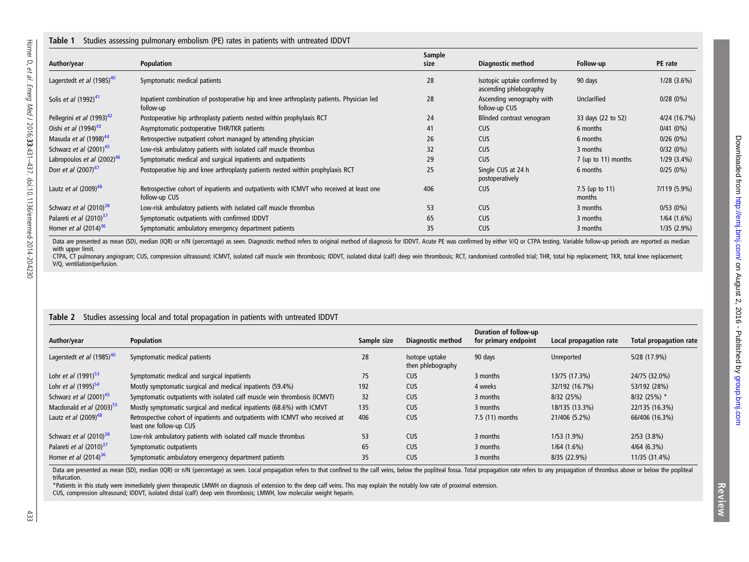**Table 1** Studies assessing pulmonary embolism (PE) rates in patients with untreated IDDVT

| Author/year | Population | Sample size | Diagnostic method | Follow-up | PE rate |
|---|---|---|---|---|---|
| Lagerstedt *et al* (1985)[40] | Symptomatic medical patients | 28 | Isotopic uptake confirmed by ascending phlebography | 90 days | 1/28 (3.6%) |
| Solis *et al* (1992)[41] | Inpatient combination of postoperative hip and knee arthroplasty patients. Physician led follow-up | 28 | Ascending venography with follow-up CUS | Unclarified | 0/28 (0%) |
| Pellegrini *et al* (1993)[42] | Postoperative hip arthroplasty patients nested within prophylaxis RCT | 24 | Blinded contrast venogram | 33 days (22 to 52) | 4/24 (16.7%) |
| Oishi *et al* (1994)[43] | Asymptomatic postoperative THR/TKR patients | 41 | CUS | 6 months | 0/41 (0%) |
| Masuda *et al* (1998)[44] | Retrospective outpatient cohort managed by attending physician | 26 | CUS | 6 months | 0/26 (0%) |
| Schwarz *et al* (2001)[45] | Low-risk ambulatory patients with isolated calf muscle thrombus | 32 | CUS | 3 months | 0/32 (0%) |
| Labropoulos *et al* (2002)[46] | Symptomatic medical and surgical inpatients and outpatients | 29 | CUS | 7 (up to 11) months | 1/29 (3.4%) |
| Dorr *et al* (2007)[47] | Postoperative hip and knee arthroplasty patients nested within prophylaxis RCT | 25 | Single CUS at 24 h postoperatively | 6 months | 0/25 (0%) |
| Lautz *et al* (2009)[48] | Retrospective cohort of inpatients and outpatients with ICMVT who received at least one follow-up CUS | 406 | CUS | 7.5 (up to 11) months | 7/119 (5.9%) |
| Schwarz *et al* (2010)[38] | Low-risk ambulatory patients with isolated calf muscle thrombus | 53 | CUS | 3 months | 0/53 (0%) |
| Palareti *et al* (2010)[37] | Symptomatic outpatients with confirmed IDDVT | 65 | CUS | 3 months | 1/64 (1.6%) |
| Horner *et al* (2014)[36] | Symptomatic ambulatory emergency department patients | 35 | CUS | 3 months | 1/35 (2.9%) |

Data are presented as mean (SD), median (IQR) or n/N (percentage) as seen. Diagnostic method refers to original method of diagnosis for IDDVT. Acute PE was confirmed by either V/Q or CTPA testing. Variable follow-up periods are reported as median with upper limit.
CTPA, CT pulmonary angiogram; CUS, compression ultrasound; ICMVT, isolated calf muscle vein thrombosis; IDDVT, isolated distal (calf) deep vein thrombosis; RCT, randomised controlled trial; THR, total hip replacement; TKR, total knee replacement; V/Q, ventilation/perfusion.

**Table 2** Studies assessing local and total propagation in patients with untreated IDDVT

| Author/year | Population | Sample size | Diagnostic method | Duration of follow-up for primary endpoint | Local propagation rate | Total propagation rate |
|---|---|---|---|---|---|---|
| Lagerstedt *et al* (1985)[40] | Symptomatic medical patients | 28 | Isotope uptake then phlebography | 90 days | Unreported | 5/28 (17.9%) |
| Lohr *et al* (1991)[53] | Symptomatic medical and surgical inpatients | 75 | CUS | 3 months | 13/75 (17.3%) | 24/75 (32.0%) |
| Lohr *et al* (1995)[54] | Mostly symptomatic surgical and medical inpatients (59.4%) | 192 | CUS | 4 weeks | 32/192 (16.7%) | 53/192 (28%) |
| Schwarz *et al* (2001)[45] | Symptomatic outpatients with isolated calf muscle vein thrombosis (ICMVT) | 32 | CUS | 3 months | 8/32 (25%) | 8/32 (25%) * |
| Macdonald *et al* (2003)[55] | Mostly symptomatic surgical and medical inpatients (68.6%) with ICMVT | 135 | CUS | 3 months | 18/135 (13.3%) | 22/135 (16.3%) |
| Lautz *et al* (2009)[48] | Retrospective cohort of inpatients and outpatients with ICMVT who received at least one follow-up CUS | 406 | CUS | 7.5 (11) months | 21/406 (5.2%) | 66/406 (16.3%) |
| Schwarz *et al* (2010)[38] | Low-risk ambulatory patients with isolated calf muscle thrombus | 53 | CUS | 3 months | 1/53 (1.9%) | 2/53 (3.8%) |
| Palareti *et al* (2010)[37] | Symptomatic outpatients | 65 | CUS | 3 months | 1/64 (1.6%) | 4/64 (6.3%) |
| Horner *et al* (2014)[36] | Symptomatic ambulatory emergency department patients | 35 | CUS | 3 months | 8/35 (22.9%) | 11/35 (31.4%) |

Data are presented as mean (SD), median (IQR) or n/N (percentage) as seen. Local propagation refers to that confined to the calf veins, below the popliteal fossa. Total propagation rate refers to any propagation of thrombus above or below the popliteal trifurcation.
*Patients in this study were immediately given therapeutic LMWH on diagnosis of extension to the deep calf veins. This may explain the notably low rate of proximal extension.
CUS, compression ultrasound; IDDVT, isolated distal (calf) deep vein thrombosis; LMWH, low molecular weight heparin.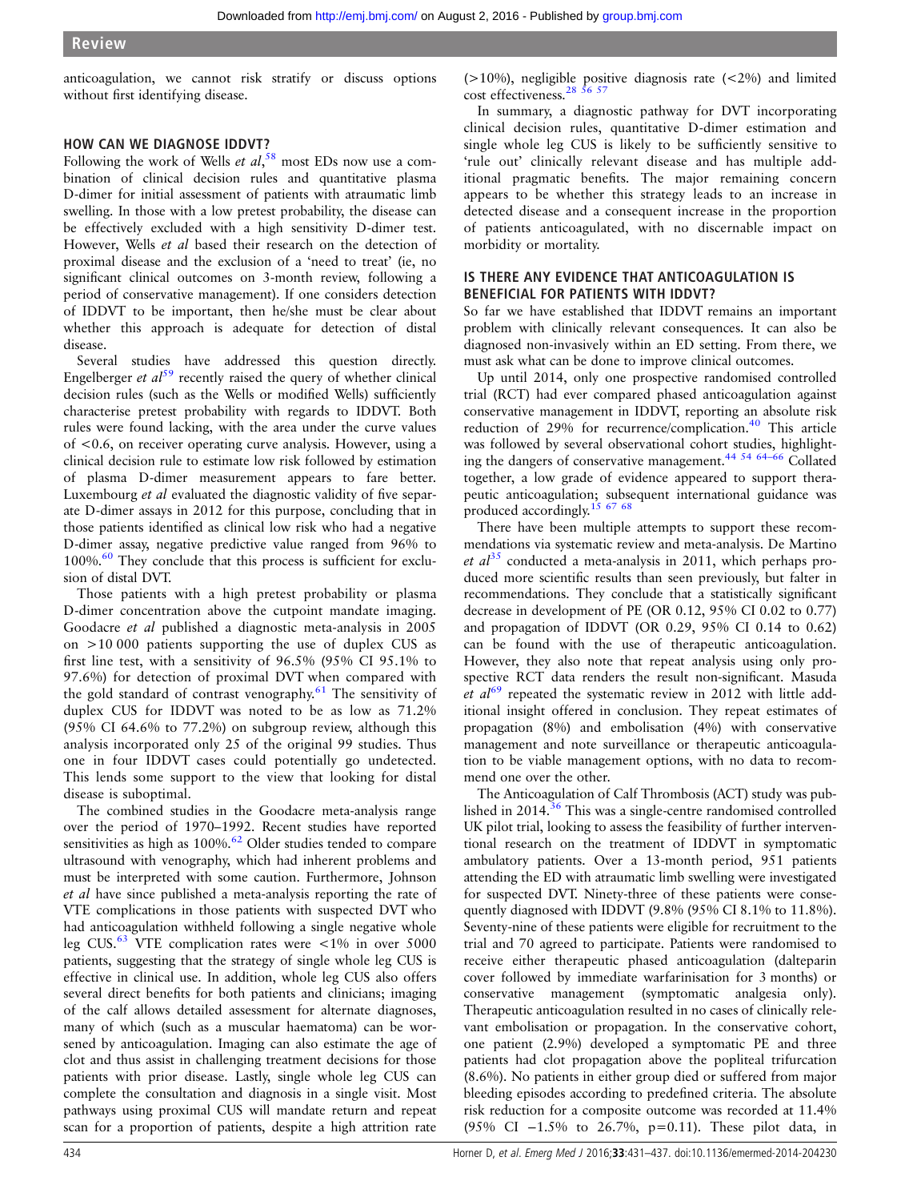anticoagulation, we cannot risk stratify or discuss options without first identifying disease.

## HOW CAN WE DIAGNOSE IDDVT?

Following the work of Wells *et al*,[58] most EDs now use a combination of clinical decision rules and quantitative plasma D-dimer for initial assessment of patients with atraumatic limb swelling. In those with a low pretest probability, the disease can be effectively excluded with a high sensitivity D-dimer test. However, Wells *et al* based their research on the detection of proximal disease and the exclusion of a 'need to treat' (ie, no significant clinical outcomes on 3-month review, following a period of conservative management). If one considers detection of IDDVT to be important, then he/she must be clear about whether this approach is adequate for detection of distal disease.

Several studies have addressed this question directly. Engelberger *et al*[59] recently raised the query of whether clinical decision rules (such as the Wells or modified Wells) sufficiently characterise pretest probability with regards to IDDVT. Both rules were found lacking, with the area under the curve values of <0.6, on receiver operating curve analysis. However, using a clinical decision rule to estimate low risk followed by estimation of plasma D-dimer measurement appears to fare better. Luxembourg *et al* evaluated the diagnostic validity of five separate D-dimer assays in 2012 for this purpose, concluding that in those patients identified as clinical low risk who had a negative D-dimer assay, negative predictive value ranged from 96% to 100%.[60] They conclude that this process is sufficient for exclusion of distal DVT.

Those patients with a high pretest probability or plasma D-dimer concentration above the cutpoint mandate imaging. Goodacre *et al* published a diagnostic meta-analysis in 2005 on >10 000 patients supporting the use of duplex CUS as first line test, with a sensitivity of 96.5% (95% CI 95.1% to 97.6%) for detection of proximal DVT when compared with the gold standard of contrast venography.[61] The sensitivity of duplex CUS for IDDVT was noted to be as low as 71.2% (95% CI 64.6% to 77.2%) on subgroup review, although this analysis incorporated only 25 of the original 99 studies. Thus one in four IDDVT cases could potentially go undetected. This lends some support to the view that looking for distal disease is suboptimal.

The combined studies in the Goodacre meta-analysis range over the period of 1970–1992. Recent studies have reported sensitivities as high as 100%.[62] Older studies tended to compare ultrasound with venography, which had inherent problems and must be interpreted with some caution. Furthermore, Johnson *et al* have since published a meta-analysis reporting the rate of VTE complications in those patients with suspected DVT who had anticoagulation withheld following a single negative whole leg CUS.[63] VTE complication rates were <1% in over 5000 patients, suggesting that the strategy of single whole leg CUS is effective in clinical use. In addition, whole leg CUS also offers several direct benefits for both patients and clinicians; imaging of the calf allows detailed assessment for alternate diagnoses, many of which (such as a muscular haematoma) can be worsened by anticoagulation. Imaging can also estimate the age of clot and thus assist in challenging treatment decisions for those patients with prior disease. Lastly, single whole leg CUS can complete the consultation and diagnosis in a single visit. Most pathways using proximal CUS will mandate return and repeat scan for a proportion of patients, despite a high attrition rate (>10%), negligible positive diagnosis rate (<2%) and limited cost effectiveness.[28 56 57]

In summary, a diagnostic pathway for DVT incorporating clinical decision rules, quantitative D-dimer estimation and single whole leg CUS is likely to be sufficiently sensitive to 'rule out' clinically relevant disease and has multiple additional pragmatic benefits. The major remaining concern appears to be whether this strategy leads to an increase in detected disease and a consequent increase in the proportion of patients anticoagulated, with no discernable impact on morbidity or mortality.

## IS THERE ANY EVIDENCE THAT ANTICOAGULATION IS BENEFICIAL FOR PATIENTS WITH IDDVT?

So far we have established that IDDVT remains an important problem with clinically relevant consequences. It can also be diagnosed non-invasively within an ED setting. From there, we must ask what can be done to improve clinical outcomes.

Up until 2014, only one prospective randomised controlled trial (RCT) had ever compared phased anticoagulation against conservative management in IDDVT, reporting an absolute risk reduction of 29% for recurrence/complication.[40] This article was followed by several observational cohort studies, highlighting the dangers of conservative management.[44 54 64–66] Collated together, a low grade of evidence appeared to support therapeutic anticoagulation; subsequent international guidance was produced accordingly.[15 67 68]

There have been multiple attempts to support these recommendations via systematic review and meta-analysis. De Martino *et al*[35] conducted a meta-analysis in 2011, which perhaps produced more scientific results than seen previously, but falter in recommendations. They conclude that a statistically significant decrease in development of PE (OR 0.12, 95% CI 0.02 to 0.77) and propagation of IDDVT (OR 0.29, 95% CI 0.14 to 0.62) can be found with the use of therapeutic anticoagulation. However, they also note that repeat analysis using only prospective RCT data renders the result non-significant. Masuda *et al*[69] repeated the systematic review in 2012 with little additional insight offered in conclusion. They repeat estimates of propagation (8%) and embolisation (4%) with conservative management and note surveillance or therapeutic anticoagulation to be viable management options, with no data to recommend one over the other.

The Anticoagulation of Calf Thrombosis (ACT) study was published in 2014.[36] This was a single-centre randomised controlled UK pilot trial, looking to assess the feasibility of further interventional research on the treatment of IDDVT in symptomatic ambulatory patients. Over a 13-month period, 951 patients attending the ED with atraumatic limb swelling were investigated for suspected DVT. Ninety-three of these patients were consequently diagnosed with IDDVT (9.8% (95% CI 8.1% to 11.8%). Seventy-nine of these patients were eligible for recruitment to the trial and 70 agreed to participate. Patients were randomised to receive either therapeutic phased anticoagulation (dalteparin cover followed by immediate warfarinisation for 3 months) or conservative management (symptomatic analgesia only). Therapeutic anticoagulation resulted in no cases of clinically relevant embolisation or propagation. In the conservative cohort, one patient (2.9%) developed a symptomatic PE and three patients had clot propagation above the popliteal trifurcation (8.6%). No patients in either group died or suffered from major bleeding episodes according to predefined criteria. The absolute risk reduction for a composite outcome was recorded at 11.4% (95% CI −1.5% to 26.7%, p=0.11). These pilot data, in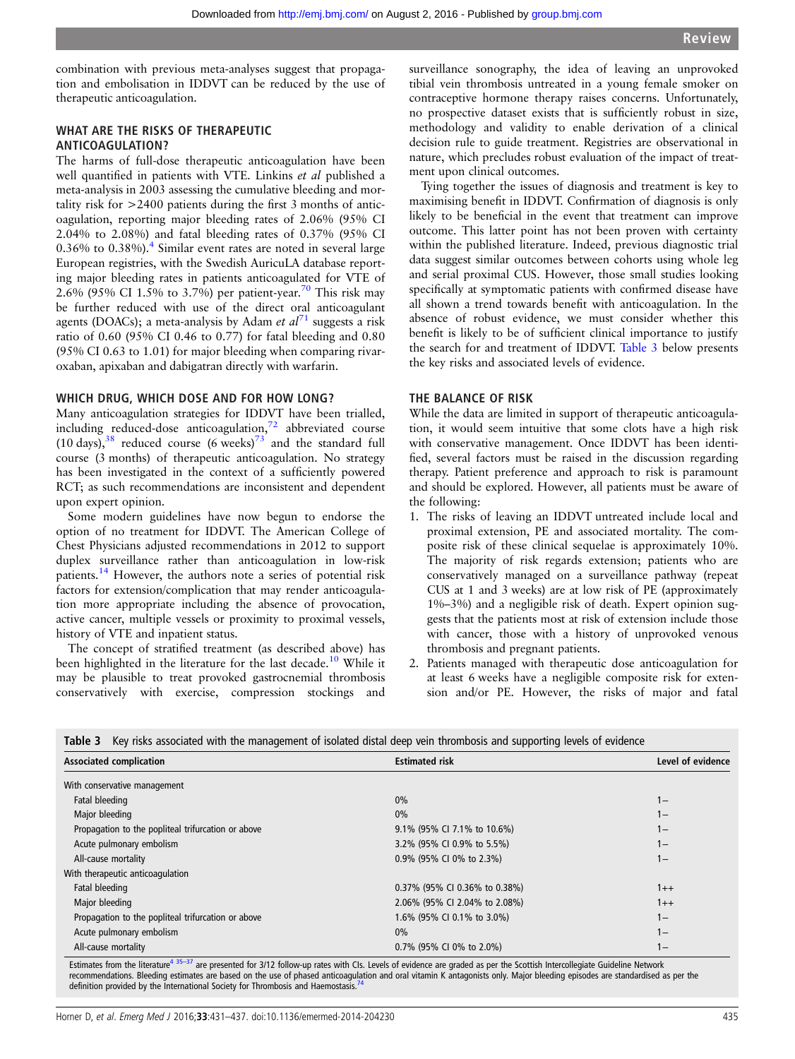combination with previous meta-analyses suggest that propagation and embolisation in IDDVT can be reduced by the use of therapeutic anticoagulation.

## WHAT ARE THE RISKS OF THERAPEUTIC ANTICOAGULATION?

The harms of full-dose therapeutic anticoagulation have been well quantified in patients with VTE. Linkins *et al* published a meta-analysis in 2003 assessing the cumulative bleeding and mortality risk for >2400 patients during the first 3 months of anticoagulation, reporting major bleeding rates of 2.06% (95% CI 2.04% to 2.08%) and fatal bleeding rates of 0.37% (95% CI 0.36% to 0.38%).[4] Similar event rates are noted in several large European registries, with the Swedish AuricuLA database reporting major bleeding rates in patients anticoagulated for VTE of 2.6% (95% CI 1.5% to 3.7%) per patient-year.[70] This risk may be further reduced with use of the direct oral anticoagulant agents (DOACs); a meta-analysis by Adam *et al*[71] suggests a risk ratio of 0.60 (95% CI 0.46 to 0.77) for fatal bleeding and 0.80 (95% CI 0.63 to 1.01) for major bleeding when comparing rivaroxaban, apixaban and dabigatran directly with warfarin.

## WHICH DRUG, WHICH DOSE AND FOR HOW LONG?

Many anticoagulation strategies for IDDVT have been trialled, including reduced-dose anticoagulation,[72] abbreviated course (10 days),[38] reduced course (6 weeks)[73] and the standard full course (3 months) of therapeutic anticoagulation. No strategy has been investigated in the context of a sufficiently powered RCT; as such recommendations are inconsistent and dependent upon expert opinion.

Some modern guidelines have now begun to endorse the option of no treatment for IDDVT. The American College of Chest Physicians adjusted recommendations in 2012 to support duplex surveillance rather than anticoagulation in low-risk patients.[14] However, the authors note a series of potential risk factors for extension/complication that may render anticoagulation more appropriate including the absence of provocation, active cancer, multiple vessels or proximity to proximal vessels, history of VTE and inpatient status.

The concept of stratified treatment (as described above) has been highlighted in the literature for the last decade.[10] While it may be plausible to treat provoked gastrocnemial thrombosis conservatively with exercise, compression stockings and surveillance sonography, the idea of leaving an unprovoked tibial vein thrombosis untreated in a young female smoker on contraceptive hormone therapy raises concerns. Unfortunately, no prospective dataset exists that is sufficiently robust in size, methodology and validity to enable derivation of a clinical decision rule to guide treatment. Registries are observational in nature, which precludes robust evaluation of the impact of treatment upon clinical outcomes.

Tying together the issues of diagnosis and treatment is key to maximising benefit in IDDVT. Confirmation of diagnosis is only likely to be beneficial in the event that treatment can improve outcome. This latter point has not been proven with certainty within the published literature. Indeed, previous diagnostic trial data suggest similar outcomes between cohorts using whole leg and serial proximal CUS. However, those small studies looking specifically at symptomatic patients with confirmed disease have all shown a trend towards benefit with anticoagulation. In the absence of robust evidence, we must consider whether this benefit is likely to be of sufficient clinical importance to justify the search for and treatment of IDDVT. Table 3 below presents the key risks and associated levels of evidence.

## THE BALANCE OF RISK

While the data are limited in support of therapeutic anticoagulation, it would seem intuitive that some clots have a high risk with conservative management. Once IDDVT has been identified, several factors must be raised in the discussion regarding therapy. Patient preference and approach to risk is paramount and should be explored. However, all patients must be aware of the following:

1. The risks of leaving an IDDVT untreated include local and proximal extension, PE and associated mortality. The composite risk of these clinical sequelae is approximately 10%. The majority of risk regards extension; patients who are conservatively managed on a surveillance pathway (repeat CUS at 1 and 3 weeks) are at low risk of PE (approximately 1%–3%) and a negligible risk of death. Expert opinion suggests that the patients most at risk of extension include those with cancer, those with a history of unprovoked venous thrombosis and pregnant patients.
2. Patients managed with therapeutic dose anticoagulation for at least 6 weeks have a negligible composite risk for extension and/or PE. However, the risks of major and fatal

**Table 3** Key risks associated with the management of isolated distal deep vein thrombosis and supporting levels of evidence

| Associated complication | Estimated risk | Level of evidence |
|---|---|---|
| With conservative management | | |
| Fatal bleeding | 0% | 1− |
| Major bleeding | 0% | 1− |
| Propagation to the popliteal trifurcation or above | 9.1% (95% CI 7.1% to 10.6%) | 1− |
| Acute pulmonary embolism | 3.2% (95% CI 0.9% to 5.5%) | 1− |
| All-cause mortality | 0.9% (95% CI 0% to 2.3%) | 1− |
| With therapeutic anticoagulation | | |
| Fatal bleeding | 0.37% (95% CI 0.36% to 0.38%) | 1++ |
| Major bleeding | 2.06% (95% CI 2.04% to 2.08%) | 1++ |
| Propagation to the popliteal trifurcation or above | 1.6% (95% CI 0.1% to 3.0%) | 1− |
| Acute pulmonary embolism | 0% | 1− |
| All-cause mortality | 0.7% (95% CI 0% to 2.0%) | 1− |

Estimates from the literature[4 35–37] are presented for 3/12 follow-up rates with CIs. Levels of evidence are graded as per the Scottish Intercollegiate Guideline Network recommendations. Bleeding estimates are based on the use of phased anticoagulation and oral vitamin K antagonists only. Major bleeding episodes are standardised as per the definition provided by the International Society for Thrombosis and Haemostasis.[74]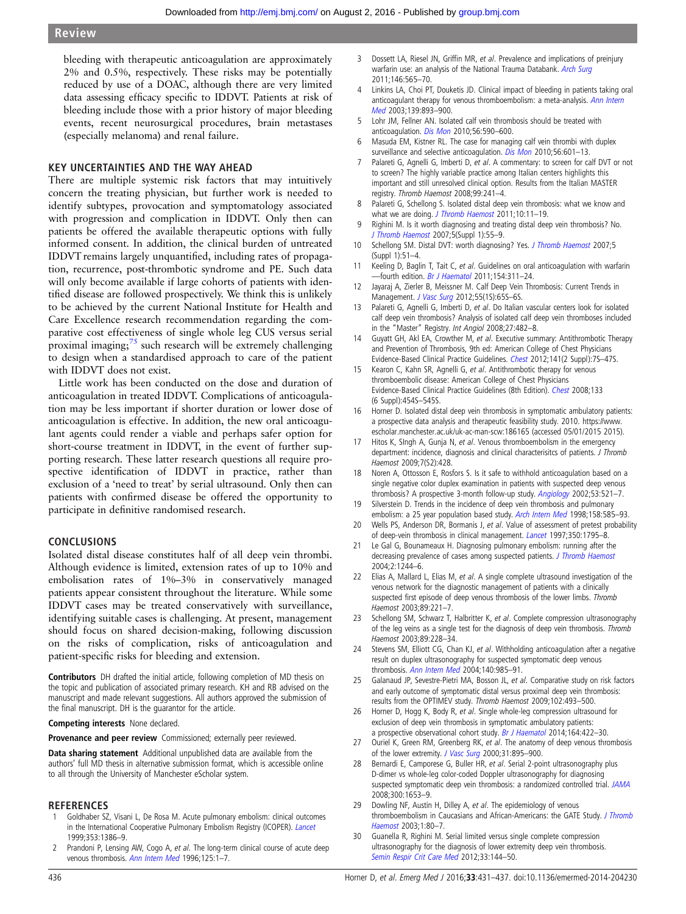bleeding with therapeutic anticoagulation are approximately 2% and 0.5%, respectively. These risks may be potentially reduced by use of a DOAC, although there are very limited data assessing efficacy specific to IDDVT. Patients at risk of bleeding include those with a prior history of major bleeding events, recent neurosurgical procedures, brain metastases (especially melanoma) and renal failure.

## KEY UNCERTAINTIES AND THE WAY AHEAD

There are multiple systemic risk factors that may intuitively concern the treating physician, but further work is needed to identify subtypes, provocation and symptomatology associated with progression and complication in IDDVT. Only then can patients be offered the available therapeutic options with fully informed consent. In addition, the clinical burden of untreated IDDVT remains largely unquantified, including rates of propagation, recurrence, post-thrombotic syndrome and PE. Such data will only become available if large cohorts of patients with identified disease are followed prospectively. We think this is unlikely to be achieved by the current National Institute for Health and Care Excellence research recommendation regarding the comparative cost effectiveness of single whole leg CUS versus serial proximal imaging;[75] such research will be extremely challenging to design when a standardised approach to care of the patient with IDDVT does not exist.

Little work has been conducted on the dose and duration of anticoagulation in treated IDDVT. Complications of anticoagulation may be less important if shorter duration or lower dose of anticoagulation is effective. In addition, the new oral anticoagulant agents could render a viable and perhaps safer option for short-course treatment in IDDVT, in the event of further supporting research. These latter research questions all require prospective identification of IDDVT in practice, rather than exclusion of a 'need to treat' by serial ultrasound. Only then can patients with confirmed disease be offered the opportunity to participate in definitive randomised research.

## CONCLUSIONS

Isolated distal disease constitutes half of all deep vein thrombi. Although evidence is limited, extension rates of up to 10% and embolisation rates of 1%–3% in conservatively managed patients appear consistent throughout the literature. While some IDDVT cases may be treated conservatively with surveillance, identifying suitable cases is challenging. At present, management should focus on shared decision-making, following discussion on the risks of complication, risks of anticoagulation and patient-specific risks for bleeding and extension.

**Contributors** DH drafted the initial article, following completion of MD thesis on the topic and publication of associated primary research. KH and RB advised on the manuscript and made relevant suggestions. All authors approved the submission of the final manuscript. DH is the guarantor for the article.

**Competing interests** None declared.

**Provenance and peer review** Commissioned; externally peer reviewed.

**Data sharing statement** Additional unpublished data are available from the authors' full MD thesis in alternative submission format, which is accessible online to all through the University of Manchester eScholar system.

## REFERENCES

1. Goldhaber SZ, Visani L, De Rosa M. Acute pulmonary embolism: clinical outcomes in the International Cooperative Pulmonary Embolism Registry (ICOPER). *Lancet* 1999;353:1386–9.
2. Prandoni P, Lensing AW, Cogo A, *et al*. The long-term clinical course of acute deep venous thrombosis. *Ann Intern Med* 1996;125:1–7.
3. Dossett LA, Riesel JN, Griffin MR, *et al*. Prevalence and implications of preinjury warfarin use: an analysis of the National Trauma Databank. *Arch Surg* 2011;146:565–70.
4. Linkins LA, Choi PT, Douketis JD. Clinical impact of bleeding in patients taking oral anticoagulant therapy for venous thromboembolism: a meta-analysis. *Ann Intern Med* 2003;139:893–900.
5. Lohr JM, Fellner AN. Isolated calf vein thrombosis should be treated with anticoagulation. *Dis Mon* 2010;56:590–600.
6. Masuda EM, Kistner RL. The case for managing calf vein thrombi with duplex surveillance and selective anticoagulation. *Dis Mon* 2010;56:601–13.
7. Palareti G, Agnelli G, Imberti D, *et al*. A commentary: to screen for calf DVT or not to screen? The highly variable practice among Italian centers highlights this important and still unresolved clinical option. Results from the Italian MASTER registry. *Thromb Haemost* 2008;99:241–4.
8. Palareti G, Schellong S. Isolated distal deep vein thrombosis: what we know and what we are doing. *J Thromb Haemost* 2011;10:11–19.
9. Righini M. Is it worth diagnosing and treating distal deep vein thrombosis? No. *J Thromb Haemost* 2007;5(Suppl 1):55–9.
10. Schellong SM. Distal DVT: worth diagnosing? Yes. *J Thromb Haemost* 2007;5 (Suppl 1):51–4.
11. Keeling D, Baglin T, Tait C, *et al*. Guidelines on oral anticoagulation with warfarin—fourth edition. *Br J Haematol* 2011;154:311–24.
12. Jayaraj A, Zierler B, Meissner M. Calf Deep Vein Thrombosis: Current Trends in Management. *J Vasc Surg* 2012;55(1S):65S–6S.
13. Palareti G, Agnelli G, Imberti D, *et al*. Do Italian vascular centers look for isolated calf deep vein thrombosis? Analysis of isolated calf deep vein thromboses included in the "Master" Registry. *Int Angiol* 2008;27:482–8.
14. Guyatt GH, Akl EA, Crowther M, *et al*. Executive summary: Antithrombotic Therapy and Prevention of Thrombosis, 9th ed: American College of Chest Physicians Evidence-Based Clinical Practice Guidelines. *Chest* 2012;141(2 Suppl):7S–47S.
15. Kearon C, Kahn SR, Agnelli G, *et al*. Antithrombotic therapy for venous thromboembolic disease: American College of Chest Physicians Evidence-Based Clinical Practice Guidelines (8th Edition). *Chest* 2008;133 (6 Suppl):454S–545S.
16. Horner D. Isolated distal deep vein thrombosis in symptomatic ambulatory patients: a prospective data analysis and therapeutic feasibility study. 2010. https://www.escholar.manchester.ac.uk/uk-ac-man-scw:186165 (accessed 05/01/2015 2015).
17. Hitos K, SIngh A, Gunja N, *et al*. Venous thromboembolism in the emergency department: incidence, diagnosis and clinical characterisitcs of patients. *J Thromb Haemost* 2009;7(S2):428.
18. Noren A, Ottosson E, Rosfors S. Is it safe to withhold anticoagulation based on a single negative color duplex examination in patients with suspected deep venous thrombosis? A prospective 3-month follow-up study. *Angiology* 2002;53:521–7.
19. Silverstein D. Trends in the incidence of deep vein thrombosis and pulmonary embolism: a 25 year population based study. *Arch Intern Med* 1998;158:585–93.
20. Wells PS, Anderson DR, Bormanis J, *et al*. Value of assessment of pretest probability of deep-vein thrombosis in clinical management. *Lancet* 1997;350:1795–8.
21. Le Gal G, Bounameaux H. Diagnosing pulmonary embolism: running after the decreasing prevalence of cases among suspected patients. *J Thromb Haemost* 2004;2:1244–6.
22. Elias A, Mallard L, Elias M, *et al*. A single complete ultrasound investigation of the venous network for the diagnostic management of patients with a clinically suspected first episode of deep venous thrombosis of the lower limbs. *Thromb Haemost* 2003;89:221–7.
23. Schellong SM, Schwarz T, Halbritter K, *et al*. Complete compression ultrasonography of the leg veins as a single test for the diagnosis of deep vein thrombosis. *Thromb Haemost* 2003;89:228–34.
24. Stevens SM, Elliott CG, Chan KJ, *et al*. Withholding anticoagulation after a negative result on duplex ultrasonography for suspected symptomatic deep venous thrombosis. *Ann Intern Med* 2004;140:985–91.
25. Galanaud JP, Sevestre-Pietri MA, Bosson JL, *et al*. Comparative study on risk factors and early outcome of symptomatic distal versus proximal deep vein thrombosis: results from the OPTIMEV study. *Thromb Haemost* 2009;102:493–500.
26. Horner D, Hogg K, Body R, *et al*. Single whole-leg compression ultrasound for exclusion of deep vein thrombosis in symptomatic ambulatory patients: a prospective observational cohort study. *Br J Haematol* 2014;164:422–30.
27. Ouriel K, Green RM, Greenberg RK, *et al*. The anatomy of deep venous thrombosis of the lower extremity. *J Vasc Surg* 2000;31:895–900.
28. Bernardi E, Camporese G, Buller HR, *et al*. Serial 2-point ultrasonography plus D-dimer vs whole-leg color-coded Doppler ultrasonography for diagnosing suspected symptomatic deep vein thrombosis: a randomized controlled trial. *JAMA* 2008;300:1653–9.
29. Dowling NF, Austin H, Dilley A, *et al*. The epidemiology of venous thromboembolism in Caucasians and African-Americans: the GATE Study. *J Thromb Haemost* 2003;1:80–7.
30. Guanella R, Righini M. Serial limited versus single complete compression ultrasonography for the diagnosis of lower extremity deep vein thrombosis. *Semin Respir Crit Care Med* 2012;33:144–50.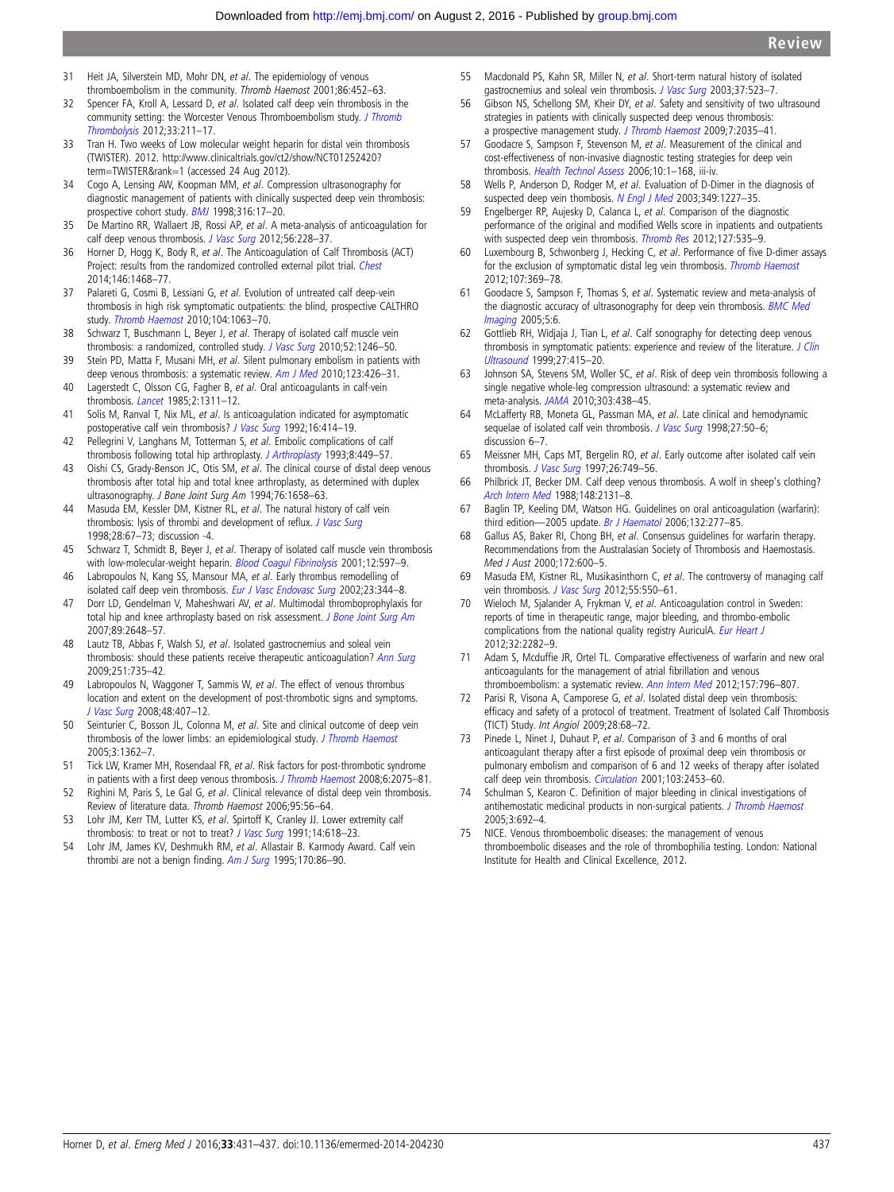31 Heit JA, Silverstein MD, Mohr DN, *et al*. The epidemiology of venous thromboembolism in the community. *Thromb Haemost* 2001;86:452–63.

32 Spencer FA, Kroll A, Lessard D, *et al*. Isolated calf deep vein thrombosis in the community setting: the Worcester Venous Thromboembolism study. *J Thromb Thrombolysis* 2012;33:211–17.

33 Tran H. Two weeks of Low molecular weight heparin for distal vein thrombosis (TWISTER). 2012. http://www.clinicaltrials.gov/ct2/show/NCT01252420?term=TWISTER&rank=1 (accessed 24 Aug 2012).

34 Cogo A, Lensing AW, Koopman MM, *et al*. Compression ultrasonography for diagnostic management of patients with clinically suspected deep vein thrombosis: prospective cohort study. *BMJ* 1998;316:17–20.

35 De Martino RR, Wallaert JB, Rossi AP, *et al*. A meta-analysis of anticoagulation for calf deep venous thrombosis. *J Vasc Surg* 2012;56:228–37.

36 Horner D, Hogg K, Body R, *et al*. The Anticoagulation of Calf Thrombosis (ACT) Project: results from the randomized controlled external pilot trial. *Chest* 2014;146:1468–77.

37 Palareti G, Cosmi B, Lessiani G, *et al*. Evolution of untreated calf deep-vein thrombosis in high risk symptomatic outpatients: the blind, prospective CALTHRO study. *Thromb Haemost* 2010;104:1063–70.

38 Schwarz T, Buschmann L, Beyer J, *et al*. Therapy of isolated calf muscle vein thrombosis: a randomized, controlled study. *J Vasc Surg* 2010;52:1246–50.

39 Stein PD, Matta F, Musani MH, *et al*. Silent pulmonary embolism in patients with deep venous thrombosis: a systematic review. *Am J Med* 2010;123:426–31.

40 Lagerstedt C, Olsson CG, Fagher B, *et al*. Oral anticoagulants in calf-vein thrombosis. *Lancet* 1985;2:1311–12.

41 Solis M, Ranval T, Nix ML, *et al*. Is anticoagulation indicated for asymptomatic postoperative calf vein thrombosis? *J Vasc Surg* 1992;16:414–19.

42 Pellegrini V, Langhans M, Totterman S, *et al*. Embolic complications of calf thrombosis following total hip arthroplasty. *J Arthroplasty* 1993;8:449–57.

43 Oishi CS, Grady-Benson JC, Otis SM, *et al*. The clinical course of distal deep venous thrombosis after total hip and total knee arthroplasty, as determined with duplex ultrasonography. *J Bone Joint Surg Am* 1994;76:1658–63.

44 Masuda EM, Kessler DM, Kistner RL, *et al*. The natural history of calf vein thrombosis: lysis of thrombi and development of reflux. *J Vasc Surg* 1998;28:67–73; discussion -4.

45 Schwarz T, Schmidt B, Beyer J, *et al*. Therapy of isolated calf muscle vein thrombosis with low-molecular-weight heparin. *Blood Coagul Fibrinolysis* 2001;12:597–9.

46 Labropoulos N, Kang SS, Mansour MA, *et al*. Early thrombus remodelling of isolated calf deep vein thrombosis. *Eur J Vasc Endovasc Surg* 2002;23:344–8.

47 Dorr LD, Gendelman V, Maheshwari AV, *et al*. Multimodal thromboprophylaxis for total hip and knee arthroplasty based on risk assessment. *J Bone Joint Surg Am* 2007;89:2648–57.

48 Lautz TB, Abbas F, Walsh SJ, *et al*. Isolated gastrocnemius and soleal vein thrombosis: should these patients receive therapeutic anticoagulation? *Ann Surg* 2009;251:735–42.

49 Labropoulos N, Waggoner T, Sammis W, *et al*. The effect of venous thrombus location and extent on the development of post-thrombotic signs and symptoms. *J Vasc Surg* 2008;48:407–12.

50 Seinturier C, Bosson JL, Colonna M, *et al*. Site and clinical outcome of deep vein thrombosis of the lower limbs: an epidemiological study. *J Thromb Haemost* 2005;3:1362–7.

51 Tick LW, Kramer MH, Rosendaal FR, *et al*. Risk factors for post-thrombotic syndrome in patients with a first deep venous thrombosis. *J Thromb Haemost* 2008;6:2075–81.

52 Righini M, Paris S, Le Gal G, *et al*. Clinical relevance of distal deep vein thrombosis. Review of literature data. *Thromb Haemost* 2006;95:56–64.

53 Lohr JM, Kerr TM, Lutter KS, *et al*. Lower extremity calf thrombosis: to treat or not to treat? *J Vasc Surg* 1991;14:618–23.

54 Lohr JM, James KV, Deshmukh RM, *et al*. Allastair B. Karmody Award. Calf vein thrombi are not a benign finding. *Am J Surg* 1995;170:86–90.

55 Macdonald PS, Kahn SR, Miller N, *et al*. Short-term natural history of isolated gastrocnemius and soleal vein thrombosis. *J Vasc Surg* 2003;37:523–7.

56 Gibson NS, Schellong SM, Kheir DY, *et al*. Safety and sensitivity of two ultrasound strategies in patients with clinically suspected deep venous thrombosis: a prospective management study. *J Thromb Haemost* 2009;7:2035–41.

57 Goodacre S, Sampson F, Stevenson M, *et al*. Measurement of the clinical and cost-effectiveness of non-invasive diagnostic testing strategies for deep vein thrombosis. *Health Technol Assess* 2006;10:1–168, iii-iv.

58 Wells P, Anderson D, Rodger M, *et al*. Evaluation of D-Dimer in the diagnosis of suspected deep vein thombosis. *N Engl J Med* 2003;349:1227–35.

59 Engelberger RP, Aujesky D, Calanca L, *et al*. Comparison of the diagnostic performance of the original and modified Wells score in inpatients and outpatients with suspected deep vein thrombosis. *Thromb Res* 2012;127:535–9.

60 Luxembourg B, Schwonberg J, Hecking C, *et al*. Performance of five D-dimer assays for the exclusion of symptomatic distal leg vein thrombosis. *Thromb Haemost* 2012;107:369–78.

61 Goodacre S, Sampson F, Thomas S, *et al*. Systematic review and meta-analysis of the diagnostic accuracy of ultrasonography for deep vein thrombosis. *BMC Med Imaging* 2005;5:6.

62 Gottlieb RH, Widjaja J, Tian L, *et al*. Calf sonography for detecting deep venous thrombosis in symptomatic patients: experience and review of the literature. *J Clin Ultrasound* 1999;27:415–20.

63 Johnson SA, Stevens SM, Woller SC, *et al*. Risk of deep vein thrombosis following a single negative whole-leg compression ultrasound: a systematic review and meta-analysis. *JAMA* 2010;303:438–45.

64 McLafferty RB, Moneta GL, Passman MA, *et al*. Late clinical and hemodynamic sequelae of isolated calf vein thrombosis. *J Vasc Surg* 1998;27:50–6; discussion 6–7.

65 Meissner MH, Caps MT, Bergelin RO, *et al*. Early outcome after isolated calf vein thrombosis. *J Vasc Surg* 1997;26:749–56.

66 Philbrick JT, Becker DM. Calf deep venous thrombosis. A wolf in sheep's clothing? *Arch Intern Med* 1988;148:2131–8.

67 Baglin TP, Keeling DM, Watson HG. Guidelines on oral anticoagulation (warfarin): third edition—2005 update. *Br J Haematol* 2006;132:277–85.

68 Gallus AS, Baker RI, Chong BH, *et al*. Consensus guidelines for warfarin therapy. Recommendations from the Australasian Society of Thrombosis and Haemostasis. *Med J Aust* 2000;172:600–5.

69 Masuda EM, Kistner RL, Musikasinthorn C, *et al*. The controversy of managing calf vein thrombosis. *J Vasc Surg* 2012;55:550–61.

70 Wieloch M, Sjalander A, Frykman V, *et al*. Anticoagulation control in Sweden: reports of time in therapeutic range, major bleeding, and thrombo-embolic complications from the national quality registry AuriculA. *Eur Heart J* 2012;32:2282–9.

71 Adam S, Mcduffie JR, Ortel TL. Comparative effectiveness of warfarin and new oral anticoagulants for the management of atrial fibrillation and venous thromboembolism: a systematic review. *Ann Intern Med* 2012;157:796–807.

72 Parisi R, Visona A, Camporese G, *et al*. Isolated distal deep vein thrombosis: efficacy and safety of a protocol of treatment. Treatment of Isolated Calf Thrombosis (TICT) Study. *Int Angiol* 2009;28:68–72.

73 Pinede L, Ninet J, Duhaut P, *et al*. Comparison of 3 and 6 months of oral anticoagulant therapy after a first episode of proximal deep vein thrombosis or pulmonary embolism and comparison of 6 and 12 weeks of therapy after isolated calf deep vein thrombosis. *Circulation* 2001;103:2453–60.

74 Schulman S, Kearon C. Definition of major bleeding in clinical investigations of antihemostatic medicinal products in non-surgical patients. *J Thromb Haemost* 2005;3:692–4.

75 NICE. Venous thromboembolic diseases: the management of venous thromboembolic diseases and the role of thrombophilia testing. London: National Institute for Health and Clinical Excellence, 2012.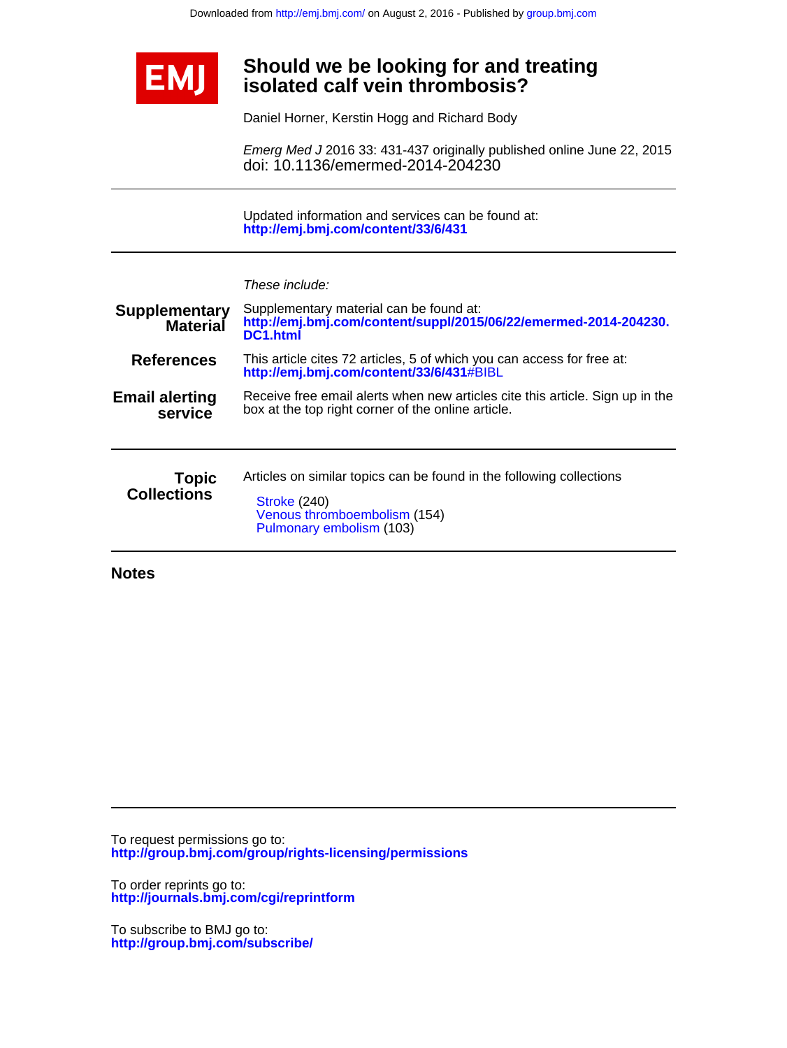Downloaded from http://emj.bmj.com/ on August 2, 2016 - Published by group.bmj.com

EMJ

# Should we be looking for and treating isolated calf vein thrombosis?

Daniel Horner, Kerstin Hogg and Richard Body

*Emerg Med J* 2016 33: 431-437 originally published online June 22, 2015
doi: 10.1136/emermed-2014-204230

Updated information and services can be found at:
**http://emj.bmj.com/content/33/6/431**

*These include:*

**Supplementary Material**
Supplementary material can be found at:
**http://emj.bmj.com/content/suppl/2015/06/22/emermed-2014-204230.DC1.html**

**References**
This article cites 72 articles, 5 of which you can access for free at:
**http://emj.bmj.com/content/33/6/431#BIBL**

**Email alerting service**
Receive free email alerts when new articles cite this article. Sign up in the box at the top right corner of the online article.

**Topic Collections**
Articles on similar topics can be found in the following collections

Stroke (240)
Venous thromboembolism (154)
Pulmonary embolism (103)

## Notes

To request permissions go to:
**http://group.bmj.com/group/rights-licensing/permissions**

To order reprints go to:
**http://journals.bmj.com/cgi/reprintform**

To subscribe to BMJ go to:
**http://group.bmj.com/subscribe/**